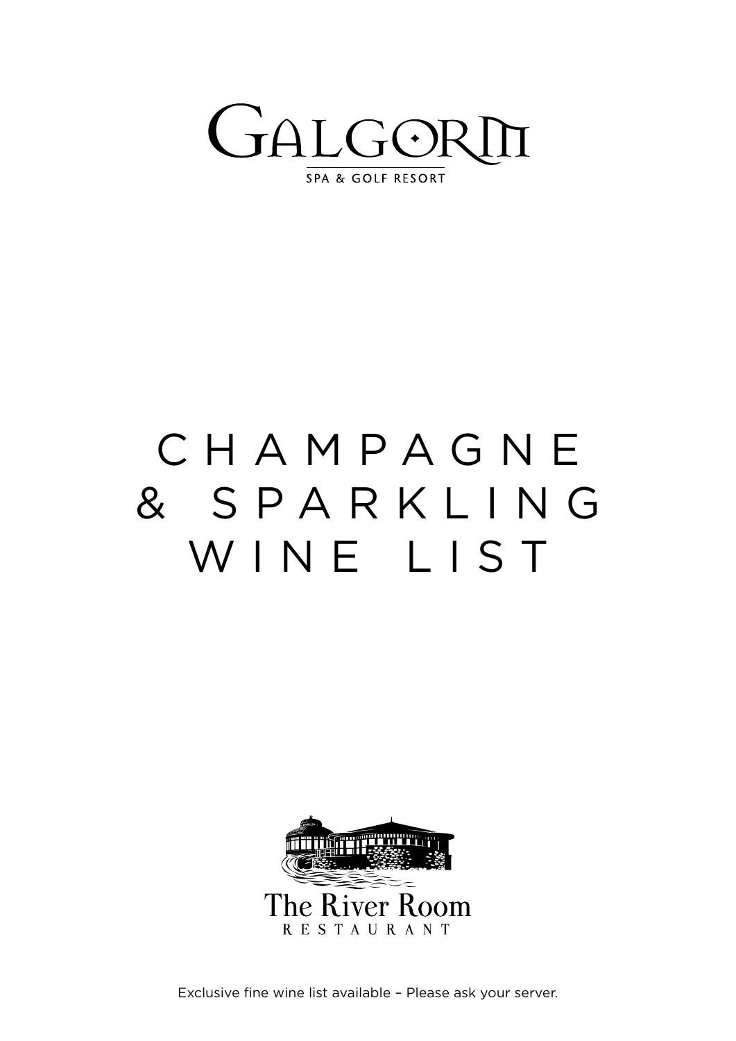GALGORM

SPA & GOLF RESORT

# CHAMPAGNE & SPARKLING WINE LIST

The River Room

RESTAURANT

Exclusive fine wine list available – Please ask your server.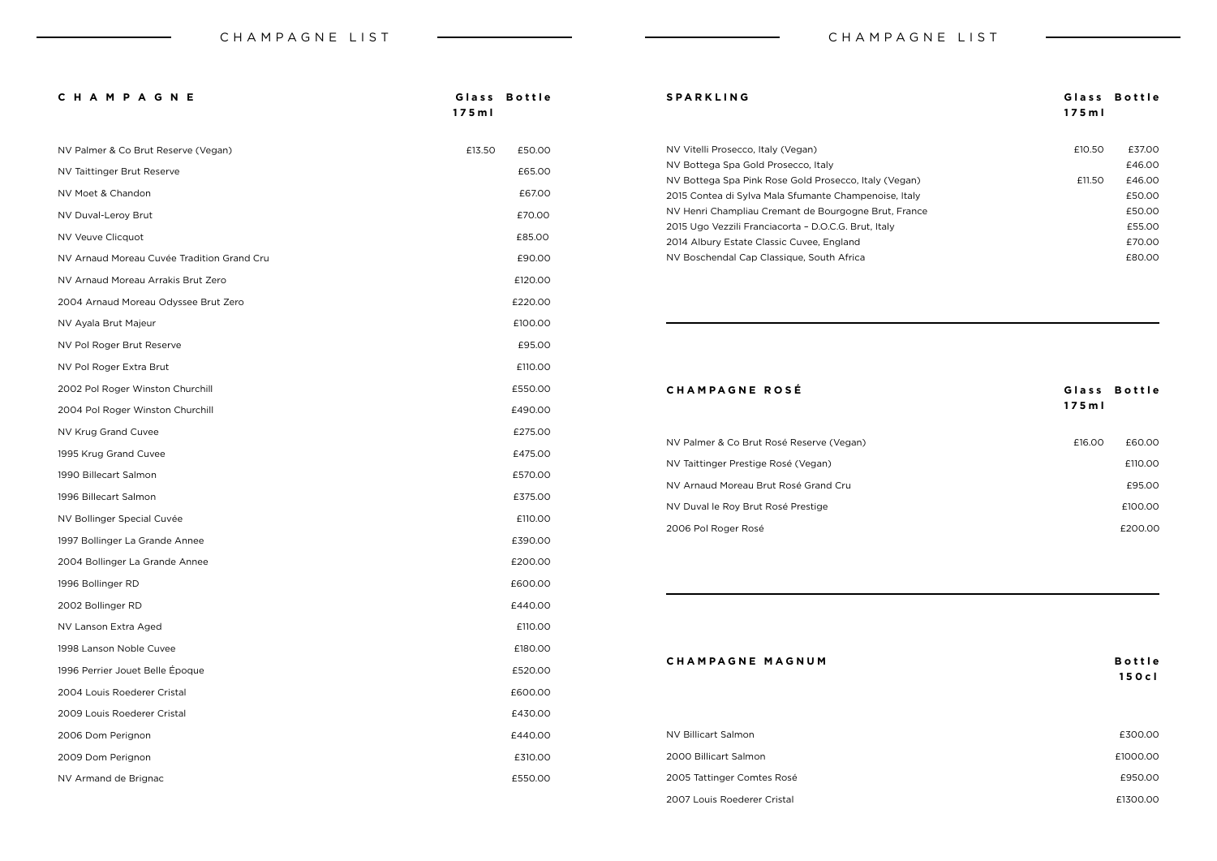# CHAMPAGNE LIST

| CHAMPAGNE | Glass 175ml | Bottle |
|---|---|---|
| NV Palmer & Co Brut Reserve (Vegan) | £13.50 | £50.00 |
| NV Taittinger Brut Reserve | | £65.00 |
| NV Moet & Chandon | | £67.00 |
| NV Duval-Leroy Brut | | £70.00 |
| NV Veuve Clicquot | | £85.00 |
| NV Arnaud Moreau Cuvée Tradition Grand Cru | | £90.00 |
| NV Arnaud Moreau Arrakis Brut Zero | | £120.00 |
| 2004 Arnaud Moreau Odyssee Brut Zero | | £220.00 |
| NV Ayala Brut Majeur | | £100.00 |
| NV Pol Roger Brut Reserve | | £95.00 |
| NV Pol Roger Extra Brut | | £110.00 |
| 2002 Pol Roger Winston Churchill | | £550.00 |
| 2004 Pol Roger Winston Churchill | | £490.00 |
| NV Krug Grand Cuvee | | £275.00 |
| 1995 Krug Grand Cuvee | | £475.00 |
| 1990 Billecart Salmon | | £570.00 |
| 1996 Billecart Salmon | | £375.00 |
| NV Bollinger Special Cuvée | | £110.00 |
| 1997 Bollinger La Grande Annee | | £390.00 |
| 2004 Bollinger La Grande Annee | | £200.00 |
| 1996 Bollinger RD | | £600.00 |
| 2002 Bollinger RD | | £440.00 |
| NV Lanson Extra Aged | | £110.00 |
| 1998 Lanson Noble Cuvee | | £180.00 |
| 1996 Perrier Jouet Belle Époque | | £520.00 |
| 2004 Louis Roederer Cristal | | £600.00 |
| 2009 Louis Roederer Cristal | | £430.00 |
| 2006 Dom Perignon | | £440.00 |
| 2009 Dom Perignon | | £310.00 |
| NV Armand de Brignac | | £550.00 |

| SPARKLING | Glass 175ml | Bottle |
|---|---|---|
| NV Vitelli Prosecco, Italy (Vegan) | £10.50 | £37.00 |
| NV Bottega Spa Gold Prosecco, Italy | | £46.00 |
| NV Bottega Spa Pink Rose Gold Prosecco, Italy (Vegan) | £11.50 | £46.00 |
| 2015 Contea di Sylva Mala Sfumante Champenoise, Italy | | £50.00 |
| NV Henri Champliau Cremant de Bourgogne Brut, France | | £50.00 |
| 2015 Ugo Vezzili Franciacorta – D.O.C.G. Brut, Italy | | £55.00 |
| 2014 Albury Estate Classic Cuvee, England | | £70.00 |
| NV Boschendal Cap Classique, South Africa | | £80.00 |

| CHAMPAGNE ROSÉ | Glass 175ml | Bottle |
|---|---|---|
| NV Palmer & Co Brut Rosé Reserve (Vegan) | £16.00 | £60.00 |
| NV Taittinger Prestige Rosé (Vegan) | | £110.00 |
| NV Arnaud Moreau Brut Rosé Grand Cru | | £95.00 |
| NV Duval le Roy Brut Rosé Prestige | | £100.00 |
| 2006 Pol Roger Rosé | | £200.00 |

| CHAMPAGNE MAGNUM | Bottle 150cl |
|---|---|
| NV Billicart Salmon | £300.00 |
| 2000 Billicart Salmon | £1000.00 |
| 2005 Tattinger Comtes Rosé | £950.00 |
| 2007 Louis Roederer Cristal | £1300.00 |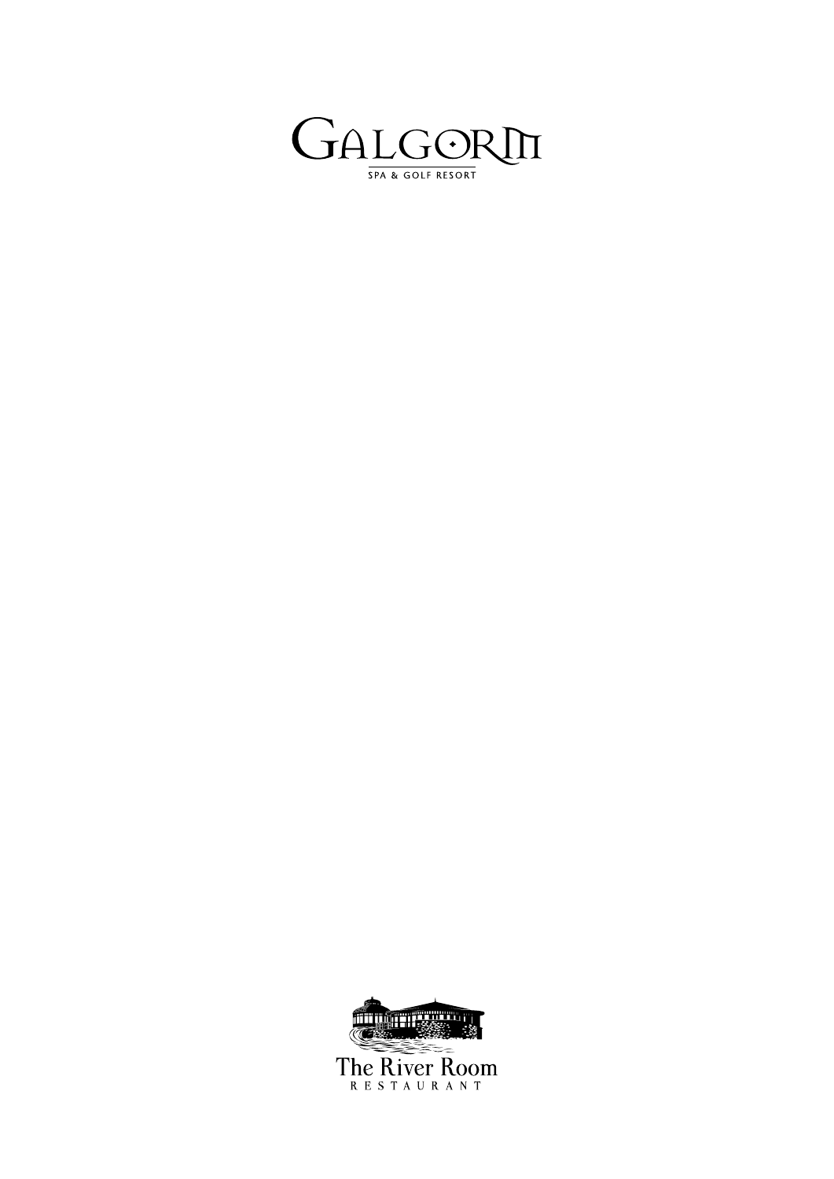GALGORM

SPA & GOLF RESORT

The River Room

RESTAURANT